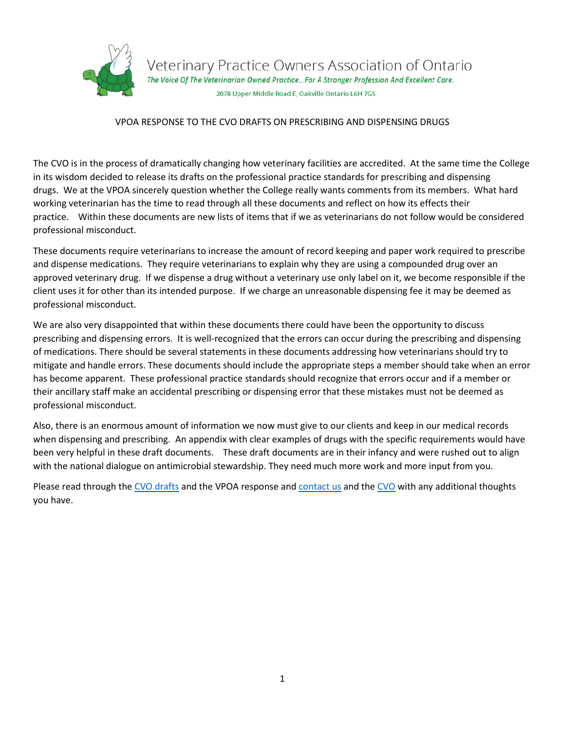Veterinary Practice Owners Association of Ontario

*The Voice Of The Veterinarian Owned Practice…For A Stronger Profession And Excellent Care.*

2078 Upper Middle Road E, Oakville Ontario L6H 7G5

## VPOA RESPONSE TO THE CVO DRAFTS ON PRESCRIBING AND DISPENSING DRUGS

The CVO is in the process of dramatically changing how veterinary facilities are accredited. At the same time the College in its wisdom decided to release its drafts on the professional practice standards for prescribing and dispensing drugs. We at the VPOA sincerely question whether the College really wants comments from its members. What hard working veterinarian has the time to read through all these documents and reflect on how its effects their practice. Within these documents are new lists of items that if we as veterinarians do not follow would be considered professional misconduct.

These documents require veterinarians to increase the amount of record keeping and paper work required to prescribe and dispense medications. They require veterinarians to explain why they are using a compounded drug over an approved veterinary drug. If we dispense a drug without a veterinary use only label on it, we become responsible if the client uses it for other than its intended purpose. If we charge an unreasonable dispensing fee it may be deemed as professional misconduct.

We are also very disappointed that within these documents there could have been the opportunity to discuss prescribing and dispensing errors. It is well-recognized that the errors can occur during the prescribing and dispensing of medications. There should be several statements in these documents addressing how veterinarians should try to mitigate and handle errors. These documents should include the appropriate steps a member should take when an error has become apparent. These professional practice standards should recognize that errors occur and if a member or their ancillary staff make an accidental prescribing or dispensing error that these mistakes must not be deemed as professional misconduct.

Also, there is an enormous amount of information we now must give to our clients and keep in our medical records when dispensing and prescribing. An appendix with clear examples of drugs with the specific requirements would have been very helpful in these draft documents. These draft documents are in their infancy and were rushed out to align with the national dialogue on antimicrobial stewardship. They need much more work and more input from you.

Please read through the CVO drafts and the VPOA response and contact us and the CVO with any additional thoughts you have.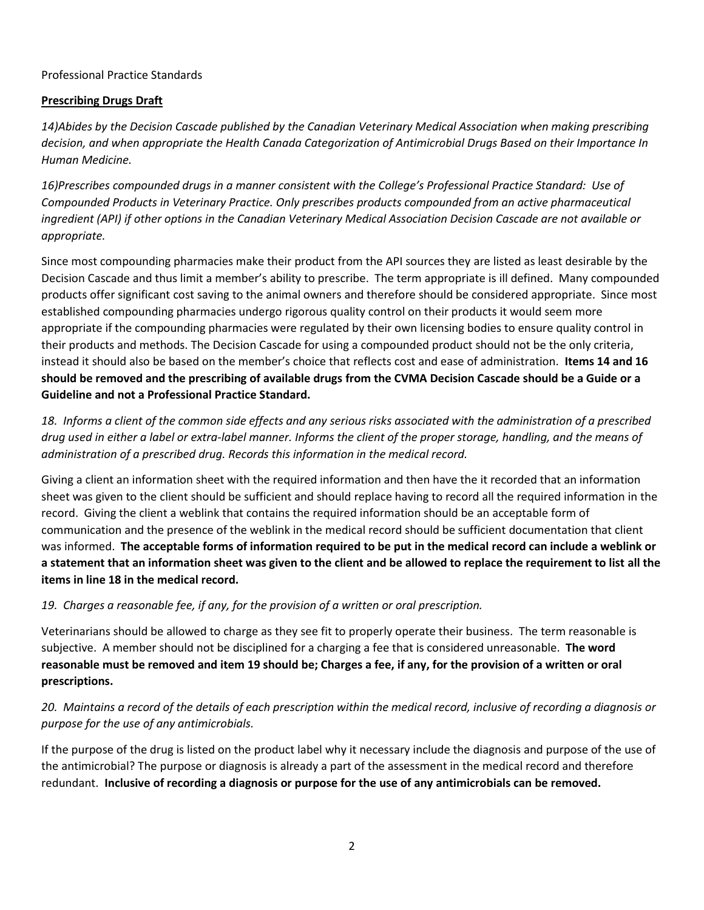Professional Practice Standards

**Prescribing Drugs Draft**

*14)Abides by the Decision Cascade published by the Canadian Veterinary Medical Association when making prescribing decision, and when appropriate the Health Canada Categorization of Antimicrobial Drugs Based on their Importance In Human Medicine.*

*16)Prescribes compounded drugs in a manner consistent with the College's Professional Practice Standard: Use of Compounded Products in Veterinary Practice. Only prescribes products compounded from an active pharmaceutical ingredient (API) if other options in the Canadian Veterinary Medical Association Decision Cascade are not available or appropriate.*

Since most compounding pharmacies make their product from the API sources they are listed as least desirable by the Decision Cascade and thus limit a member's ability to prescribe. The term appropriate is ill defined. Many compounded products offer significant cost saving to the animal owners and therefore should be considered appropriate. Since most established compounding pharmacies undergo rigorous quality control on their products it would seem more appropriate if the compounding pharmacies were regulated by their own licensing bodies to ensure quality control in their products and methods. The Decision Cascade for using a compounded product should not be the only criteria, instead it should also be based on the member's choice that reflects cost and ease of administration. **Items 14 and 16 should be removed and the prescribing of available drugs from the CVMA Decision Cascade should be a Guide or a Guideline and not a Professional Practice Standard.**

*18. Informs a client of the common side effects and any serious risks associated with the administration of a prescribed drug used in either a label or extra-label manner. Informs the client of the proper storage, handling, and the means of administration of a prescribed drug. Records this information in the medical record.*

Giving a client an information sheet with the required information and then have the it recorded that an information sheet was given to the client should be sufficient and should replace having to record all the required information in the record. Giving the client a weblink that contains the required information should be an acceptable form of communication and the presence of the weblink in the medical record should be sufficient documentation that client was informed. **The acceptable forms of information required to be put in the medical record can include a weblink or a statement that an information sheet was given to the client and be allowed to replace the requirement to list all the items in line 18 in the medical record.**

*19. Charges a reasonable fee, if any, for the provision of a written or oral prescription.*

Veterinarians should be allowed to charge as they see fit to properly operate their business. The term reasonable is subjective. A member should not be disciplined for a charging a fee that is considered unreasonable. **The word reasonable must be removed and item 19 should be; Charges a fee, if any, for the provision of a written or oral prescriptions.**

*20. Maintains a record of the details of each prescription within the medical record, inclusive of recording a diagnosis or purpose for the use of any antimicrobials.*

If the purpose of the drug is listed on the product label why it necessary include the diagnosis and purpose of the use of the antimicrobial? The purpose or diagnosis is already a part of the assessment in the medical record and therefore redundant. **Inclusive of recording a diagnosis or purpose for the use of any antimicrobials can be removed.**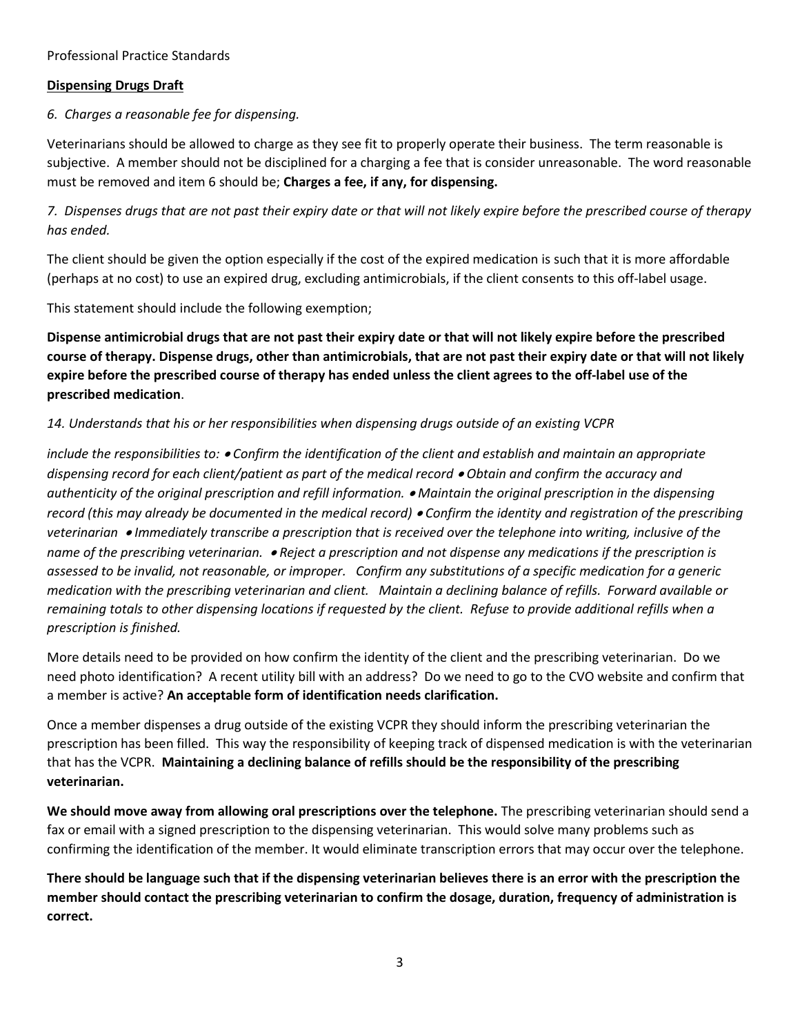Professional Practice Standards

**Dispensing Drugs Draft**

*6. Charges a reasonable fee for dispensing.*

Veterinarians should be allowed to charge as they see fit to properly operate their business. The term reasonable is subjective. A member should not be disciplined for a charging a fee that is consider unreasonable. The word reasonable must be removed and item 6 should be; **Charges a fee, if any, for dispensing.**

*7. Dispenses drugs that are not past their expiry date or that will not likely expire before the prescribed course of therapy has ended.*

The client should be given the option especially if the cost of the expired medication is such that it is more affordable (perhaps at no cost) to use an expired drug, excluding antimicrobials, if the client consents to this off-label usage.

This statement should include the following exemption;

**Dispense antimicrobial drugs that are not past their expiry date or that will not likely expire before the prescribed course of therapy. Dispense drugs, other than antimicrobials, that are not past their expiry date or that will not likely expire before the prescribed course of therapy has ended unless the client agrees to the off-label use of the prescribed medication**.

*14. Understands that his or her responsibilities when dispensing drugs outside of an existing VCPR*

*include the responsibilities to: • Confirm the identification of the client and establish and maintain an appropriate dispensing record for each client/patient as part of the medical record • Obtain and confirm the accuracy and authenticity of the original prescription and refill information. • Maintain the original prescription in the dispensing record (this may already be documented in the medical record) • Confirm the identity and registration of the prescribing veterinarian • Immediately transcribe a prescription that is received over the telephone into writing, inclusive of the name of the prescribing veterinarian. • Reject a prescription and not dispense any medications if the prescription is assessed to be invalid, not reasonable, or improper. Confirm any substitutions of a specific medication for a generic medication with the prescribing veterinarian and client. Maintain a declining balance of refills. Forward available or remaining totals to other dispensing locations if requested by the client. Refuse to provide additional refills when a prescription is finished.*

More details need to be provided on how confirm the identity of the client and the prescribing veterinarian. Do we need photo identification? A recent utility bill with an address? Do we need to go to the CVO website and confirm that a member is active? **An acceptable form of identification needs clarification.**

Once a member dispenses a drug outside of the existing VCPR they should inform the prescribing veterinarian the prescription has been filled. This way the responsibility of keeping track of dispensed medication is with the veterinarian that has the VCPR. **Maintaining a declining balance of refills should be the responsibility of the prescribing veterinarian.**

**We should move away from allowing oral prescriptions over the telephone.** The prescribing veterinarian should send a fax or email with a signed prescription to the dispensing veterinarian. This would solve many problems such as confirming the identification of the member. It would eliminate transcription errors that may occur over the telephone.

**There should be language such that if the dispensing veterinarian believes there is an error with the prescription the member should contact the prescribing veterinarian to confirm the dosage, duration, frequency of administration is correct.**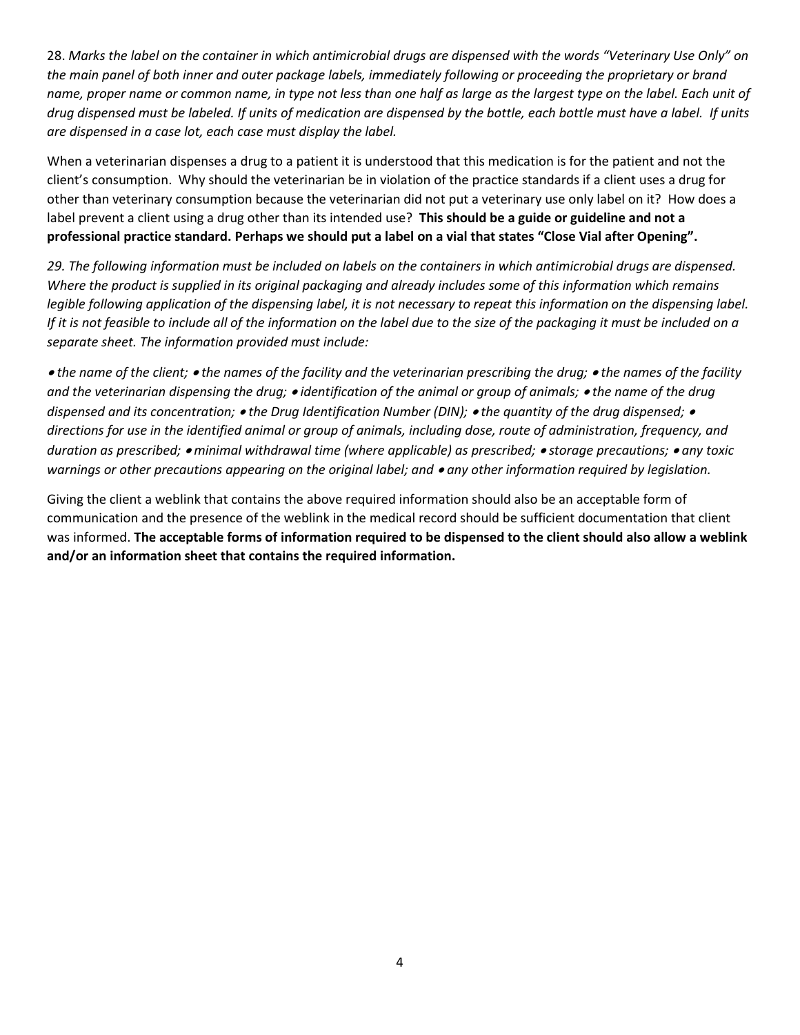28. *Marks the label on the container in which antimicrobial drugs are dispensed with the words "Veterinary Use Only" on the main panel of both inner and outer package labels, immediately following or proceeding the proprietary or brand name, proper name or common name, in type not less than one half as large as the largest type on the label. Each unit of drug dispensed must be labeled. If units of medication are dispensed by the bottle, each bottle must have a label. If units are dispensed in a case lot, each case must display the label.*

When a veterinarian dispenses a drug to a patient it is understood that this medication is for the patient and not the client's consumption. Why should the veterinarian be in violation of the practice standards if a client uses a drug for other than veterinary consumption because the veterinarian did not put a veterinary use only label on it? How does a label prevent a client using a drug other than its intended use? **This should be a guide or guideline and not a professional practice standard. Perhaps we should put a label on a vial that states "Close Vial after Opening".**

*29. The following information must be included on labels on the containers in which antimicrobial drugs are dispensed. Where the product is supplied in its original packaging and already includes some of this information which remains legible following application of the dispensing label, it is not necessary to repeat this information on the dispensing label. If it is not feasible to include all of the information on the label due to the size of the packaging it must be included on a separate sheet. The information provided must include:*

*• the name of the client; • the names of the facility and the veterinarian prescribing the drug; • the names of the facility and the veterinarian dispensing the drug; • identification of the animal or group of animals; • the name of the drug dispensed and its concentration; • the Drug Identification Number (DIN); • the quantity of the drug dispensed; • directions for use in the identified animal or group of animals, including dose, route of administration, frequency, and duration as prescribed; • minimal withdrawal time (where applicable) as prescribed; • storage precautions; • any toxic warnings or other precautions appearing on the original label; and • any other information required by legislation.*

Giving the client a weblink that contains the above required information should also be an acceptable form of communication and the presence of the weblink in the medical record should be sufficient documentation that client was informed. **The acceptable forms of information required to be dispensed to the client should also allow a weblink and/or an information sheet that contains the required information.**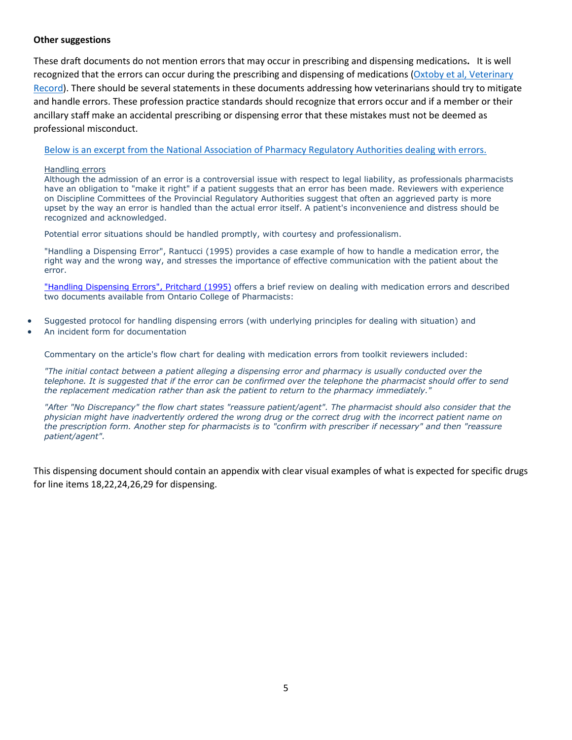**Other suggestions**

These draft documents do not mention errors that may occur in prescribing and dispensing medications**.** It is well recognized that the errors can occur during the prescribing and dispensing of medications (Oxtoby et al, Veterinary Record). There should be several statements in these documents addressing how veterinarians should try to mitigate and handle errors. These profession practice standards should recognize that errors occur and if a member or their ancillary staff make an accidental prescribing or dispensing error that these mistakes must not be deemed as professional misconduct.

Below is an excerpt from the National Association of Pharmacy Regulatory Authorities dealing with errors.

Handling errors

Although the admission of an error is a controversial issue with respect to legal liability, as professionals pharmacists have an obligation to "make it right" if a patient suggests that an error has been made. Reviewers with experience on Discipline Committees of the Provincial Regulatory Authorities suggest that often an aggrieved party is more upset by the way an error is handled than the actual error itself. A patient's inconvenience and distress should be recognized and acknowledged.

Potential error situations should be handled promptly, with courtesy and professionalism.

"Handling a Dispensing Error", Rantucci (1995) provides a case example of how to handle a medication error, the right way and the wrong way, and stresses the importance of effective communication with the patient about the error.

"Handling Dispensing Errors", Pritchard (1995) offers a brief review on dealing with medication errors and described two documents available from Ontario College of Pharmacists:

- Suggested protocol for handling dispensing errors (with underlying principles for dealing with situation) and
- An incident form for documentation

Commentary on the article's flow chart for dealing with medication errors from toolkit reviewers included:

*"The initial contact between a patient alleging a dispensing error and pharmacy is usually conducted over the telephone. It is suggested that if the error can be confirmed over the telephone the pharmacist should offer to send the replacement medication rather than ask the patient to return to the pharmacy immediately."*

*"After "No Discrepancy" the flow chart states "reassure patient/agent". The pharmacist should also consider that the physician might have inadvertently ordered the wrong drug or the correct drug with the incorrect patient name on the prescription form. Another step for pharmacists is to "confirm with prescriber if necessary" and then "reassure patient/agent".*

This dispensing document should contain an appendix with clear visual examples of what is expected for specific drugs for line items 18,22,24,26,29 for dispensing.